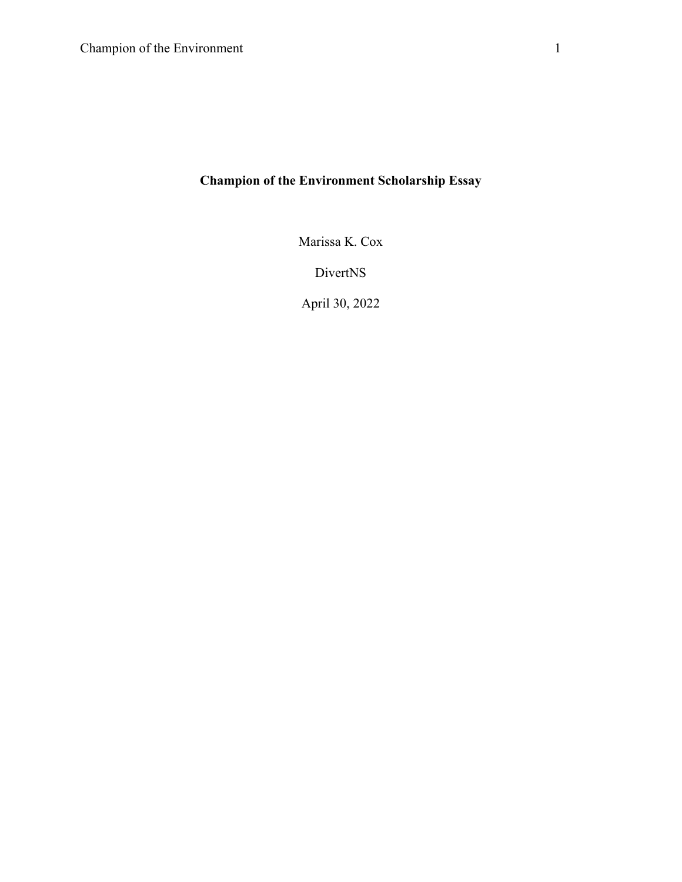# Champion of the Environment Scholarship Essay

Marissa K. Cox

DivertNS

April 30, 2022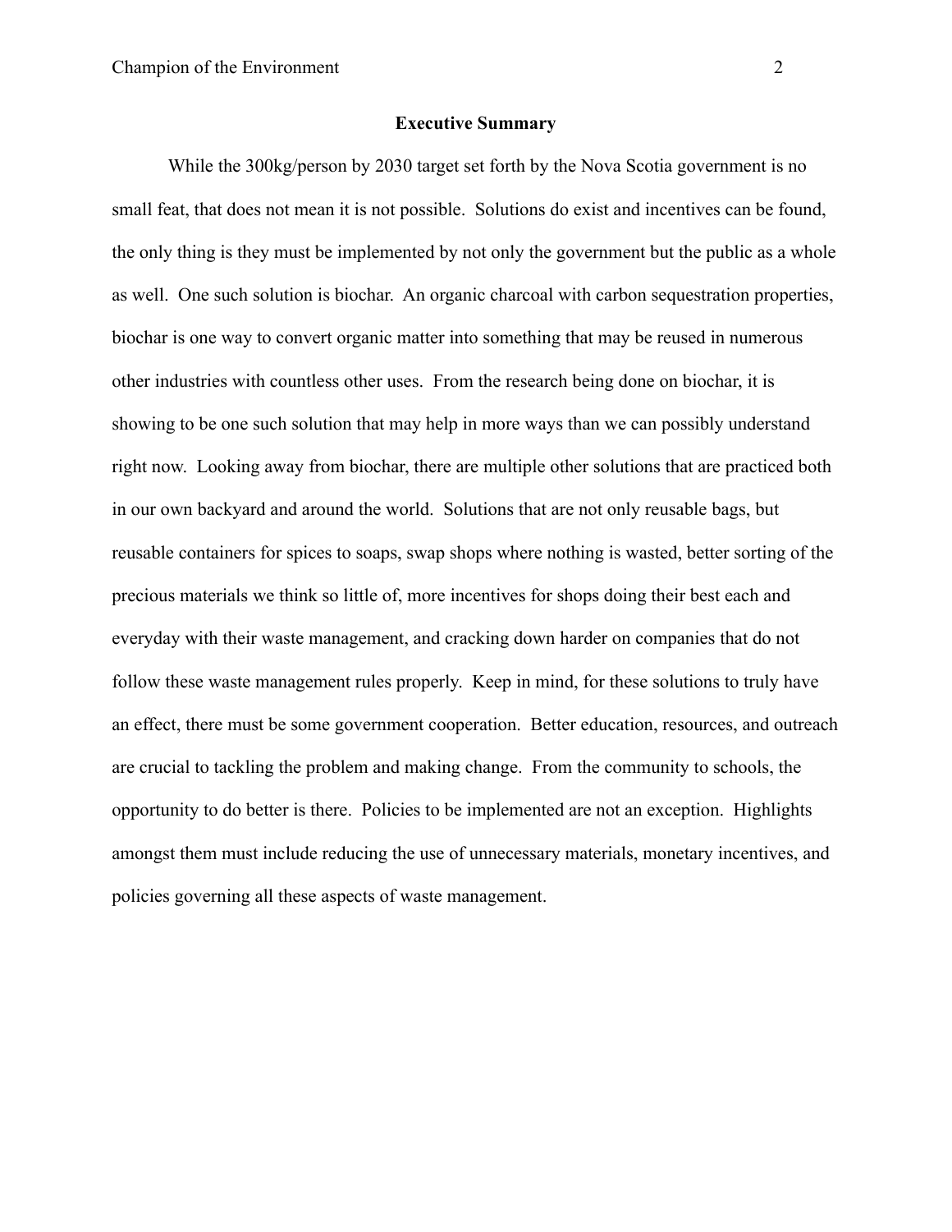## Executive Summary

While the 300kg/person by 2030 target set forth by the Nova Scotia government is no small feat, that does not mean it is not possible. Solutions do exist and incentives can be found, the only thing is they must be implemented by not only the government but the public as a whole as well. One such solution is biochar. An organic charcoal with carbon sequestration properties, biochar is one way to convert organic matter into something that may be reused in numerous other industries with countless other uses. From the research being done on biochar, it is showing to be one such solution that may help in more ways than we can possibly understand right now. Looking away from biochar, there are multiple other solutions that are practiced both in our own backyard and around the world. Solutions that are not only reusable bags, but reusable containers for spices to soaps, swap shops where nothing is wasted, better sorting of the precious materials we think so little of, more incentives for shops doing their best each and everyday with their waste management, and cracking down harder on companies that do not follow these waste management rules properly. Keep in mind, for these solutions to truly have an effect, there must be some government cooperation. Better education, resources, and outreach are crucial to tackling the problem and making change. From the community to schools, the opportunity to do better is there. Policies to be implemented are not an exception. Highlights amongst them must include reducing the use of unnecessary materials, monetary incentives, and policies governing all these aspects of waste management.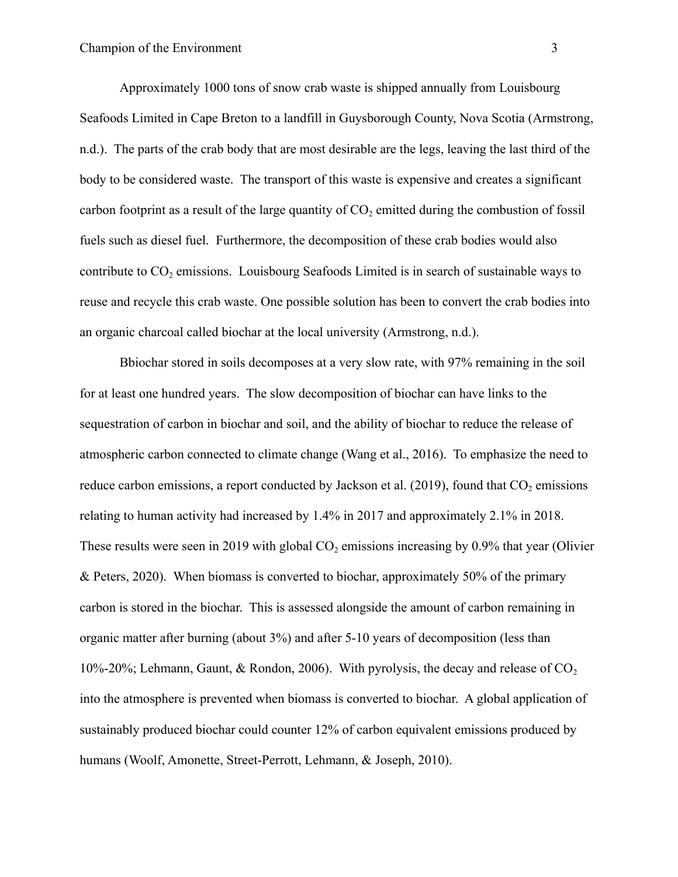Approximately 1000 tons of snow crab waste is shipped annually from Louisbourg Seafoods Limited in Cape Breton to a landfill in Guysborough County, Nova Scotia (Armstrong, n.d.). The parts of the crab body that are most desirable are the legs, leaving the last third of the body to be considered waste. The transport of this waste is expensive and creates a significant carbon footprint as a result of the large quantity of $CO_2$ emitted during the combustion of fossil fuels such as diesel fuel. Furthermore, the decomposition of these crab bodies would also contribute to $CO_2$ emissions. Louisbourg Seafoods Limited is in search of sustainable ways to reuse and recycle this crab waste. One possible solution has been to convert the crab bodies into an organic charcoal called biochar at the local university (Armstrong, n.d.).

Bbiochar stored in soils decomposes at a very slow rate, with 97% remaining in the soil for at least one hundred years. The slow decomposition of biochar can have links to the sequestration of carbon in biochar and soil, and the ability of biochar to reduce the release of atmospheric carbon connected to climate change (Wang et al., 2016). To emphasize the need to reduce carbon emissions, a report conducted by Jackson et al. (2019), found that $CO_2$ emissions relating to human activity had increased by 1.4% in 2017 and approximately 2.1% in 2018. These results were seen in 2019 with global $CO_2$ emissions increasing by 0.9% that year (Olivier & Peters, 2020). When biomass is converted to biochar, approximately 50% of the primary carbon is stored in the biochar. This is assessed alongside the amount of carbon remaining in organic matter after burning (about 3%) and after 5-10 years of decomposition (less than 10%-20%; Lehmann, Gaunt, & Rondon, 2006). With pyrolysis, the decay and release of $CO_2$ into the atmosphere is prevented when biomass is converted to biochar. A global application of sustainably produced biochar could counter 12% of carbon equivalent emissions produced by humans (Woolf, Amonette, Street-Perrott, Lehmann, & Joseph, 2010).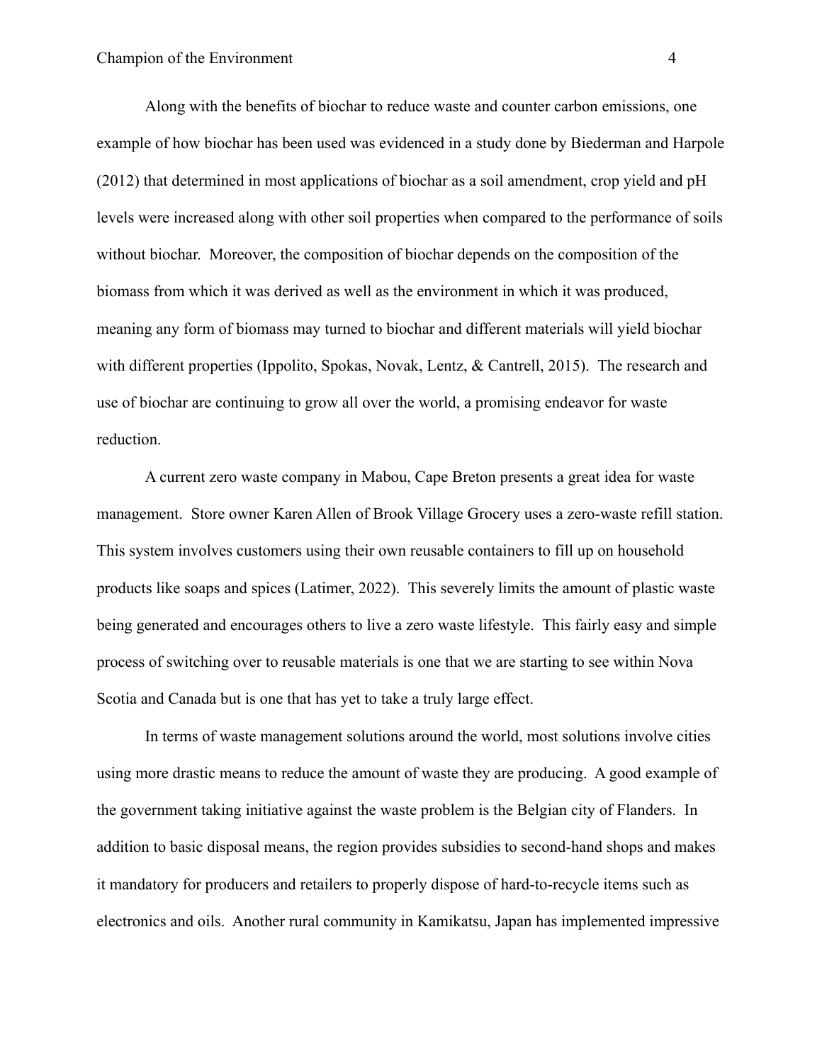Along with the benefits of biochar to reduce waste and counter carbon emissions, one example of how biochar has been used was evidenced in a study done by Biederman and Harpole (2012) that determined in most applications of biochar as a soil amendment, crop yield and pH levels were increased along with other soil properties when compared to the performance of soils without biochar. Moreover, the composition of biochar depends on the composition of the biomass from which it was derived as well as the environment in which it was produced, meaning any form of biomass may turned to biochar and different materials will yield biochar with different properties (Ippolito, Spokas, Novak, Lentz, & Cantrell, 2015). The research and use of biochar are continuing to grow all over the world, a promising endeavor for waste reduction.

A current zero waste company in Mabou, Cape Breton presents a great idea for waste management. Store owner Karen Allen of Brook Village Grocery uses a zero-waste refill station. This system involves customers using their own reusable containers to fill up on household products like soaps and spices (Latimer, 2022). This severely limits the amount of plastic waste being generated and encourages others to live a zero waste lifestyle. This fairly easy and simple process of switching over to reusable materials is one that we are starting to see within Nova Scotia and Canada but is one that has yet to take a truly large effect.

In terms of waste management solutions around the world, most solutions involve cities using more drastic means to reduce the amount of waste they are producing. A good example of the government taking initiative against the waste problem is the Belgian city of Flanders. In addition to basic disposal means, the region provides subsidies to second-hand shops and makes it mandatory for producers and retailers to properly dispose of hard-to-recycle items such as electronics and oils. Another rural community in Kamikatsu, Japan has implemented impressive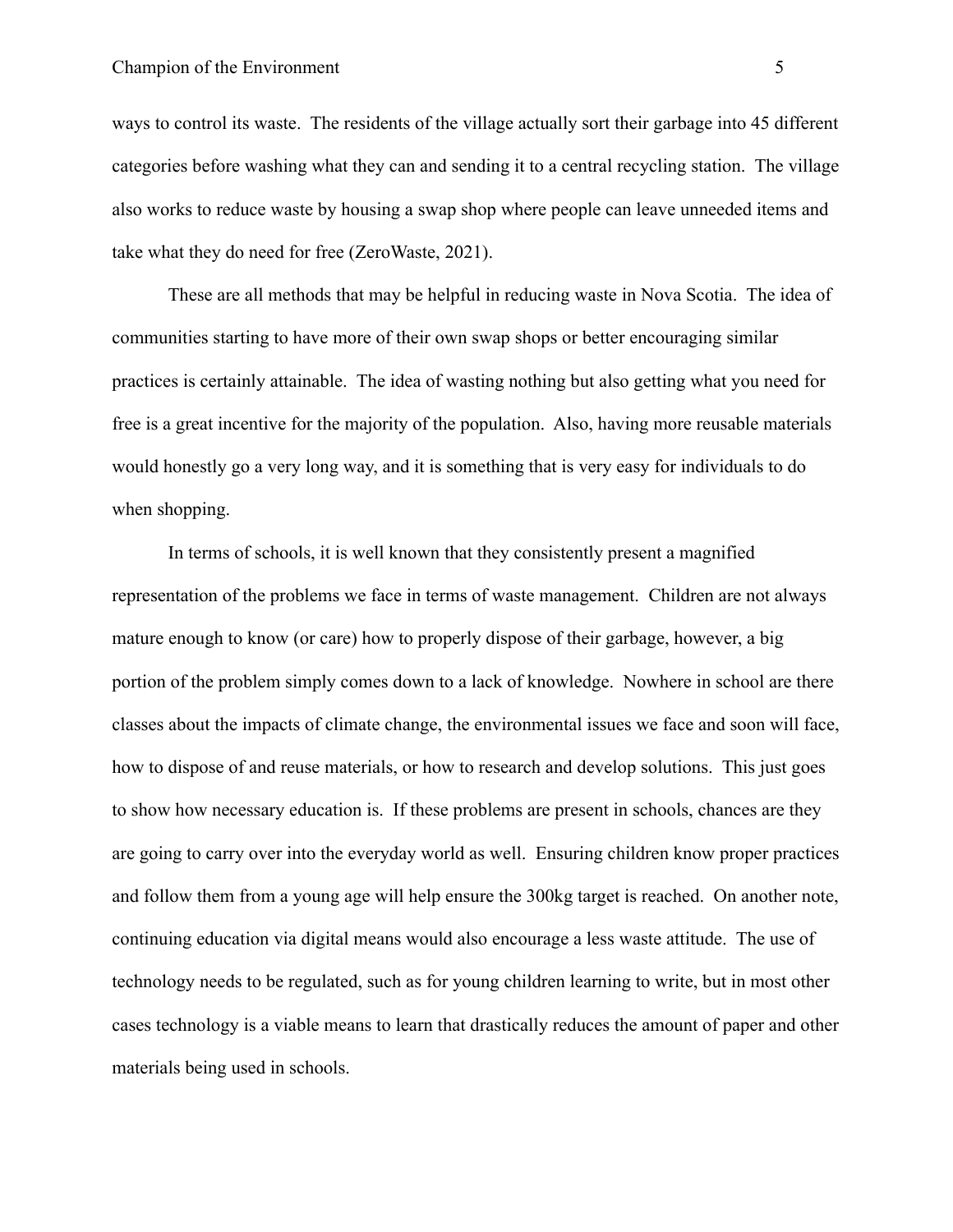ways to control its waste. The residents of the village actually sort their garbage into 45 different categories before washing what they can and sending it to a central recycling station. The village also works to reduce waste by housing a swap shop where people can leave unneeded items and take what they do need for free (ZeroWaste, 2021).

These are all methods that may be helpful in reducing waste in Nova Scotia. The idea of communities starting to have more of their own swap shops or better encouraging similar practices is certainly attainable. The idea of wasting nothing but also getting what you need for free is a great incentive for the majority of the population. Also, having more reusable materials would honestly go a very long way, and it is something that is very easy for individuals to do when shopping.

In terms of schools, it is well known that they consistently present a magnified representation of the problems we face in terms of waste management. Children are not always mature enough to know (or care) how to properly dispose of their garbage, however, a big portion of the problem simply comes down to a lack of knowledge. Nowhere in school are there classes about the impacts of climate change, the environmental issues we face and soon will face, how to dispose of and reuse materials, or how to research and develop solutions. This just goes to show how necessary education is. If these problems are present in schools, chances are they are going to carry over into the everyday world as well. Ensuring children know proper practices and follow them from a young age will help ensure the 300kg target is reached. On another note, continuing education via digital means would also encourage a less waste attitude. The use of technology needs to be regulated, such as for young children learning to write, but in most other cases technology is a viable means to learn that drastically reduces the amount of paper and other materials being used in schools.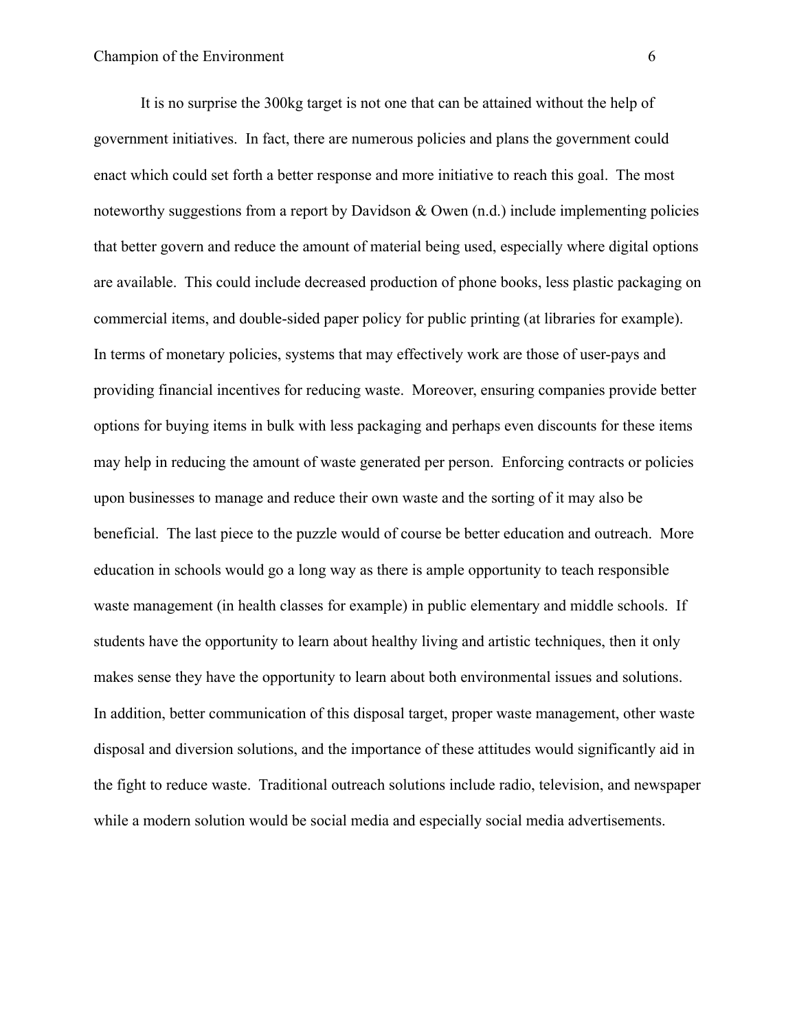It is no surprise the 300kg target is not one that can be attained without the help of government initiatives. In fact, there are numerous policies and plans the government could enact which could set forth a better response and more initiative to reach this goal. The most noteworthy suggestions from a report by Davidson & Owen (n.d.) include implementing policies that better govern and reduce the amount of material being used, especially where digital options are available. This could include decreased production of phone books, less plastic packaging on commercial items, and double-sided paper policy for public printing (at libraries for example). In terms of monetary policies, systems that may effectively work are those of user-pays and providing financial incentives for reducing waste. Moreover, ensuring companies provide better options for buying items in bulk with less packaging and perhaps even discounts for these items may help in reducing the amount of waste generated per person. Enforcing contracts or policies upon businesses to manage and reduce their own waste and the sorting of it may also be beneficial. The last piece to the puzzle would of course be better education and outreach. More education in schools would go a long way as there is ample opportunity to teach responsible waste management (in health classes for example) in public elementary and middle schools. If students have the opportunity to learn about healthy living and artistic techniques, then it only makes sense they have the opportunity to learn about both environmental issues and solutions. In addition, better communication of this disposal target, proper waste management, other waste disposal and diversion solutions, and the importance of these attitudes would significantly aid in the fight to reduce waste. Traditional outreach solutions include radio, television, and newspaper while a modern solution would be social media and especially social media advertisements.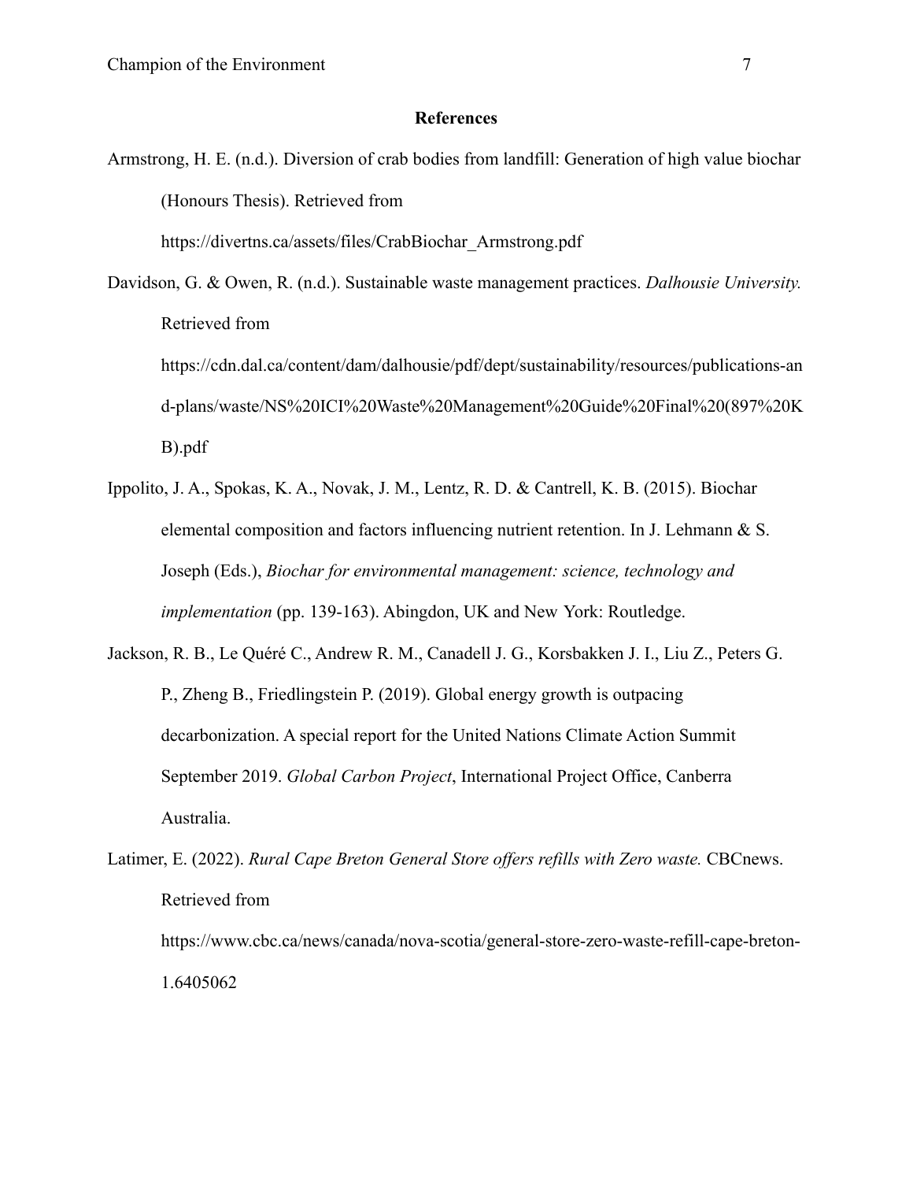# References

Armstrong, H. E. (n.d.). Diversion of crab bodies from landfill: Generation of high value biochar (Honours Thesis). Retrieved from https://divertns.ca/assets/files/CrabBiochar_Armstrong.pdf

Davidson, G. & Owen, R. (n.d.). Sustainable waste management practices. *Dalhousie University.* Retrieved from https://cdn.dal.ca/content/dam/dalhousie/pdf/dept/sustainability/resources/publications-and-plans/waste/NS%20ICI%20Waste%20Management%20Guide%20Final%20(897%20KB).pdf

Ippolito, J. A., Spokas, K. A., Novak, J. M., Lentz, R. D. & Cantrell, K. B. (2015). Biochar elemental composition and factors influencing nutrient retention. In J. Lehmann & S. Joseph (Eds.), *Biochar for environmental management: science, technology and implementation* (pp. 139-163). Abingdon, UK and New York: Routledge.

Jackson, R. B., Le Quéré C., Andrew R. M., Canadell J. G., Korsbakken J. I., Liu Z., Peters G. P., Zheng B., Friedlingstein P. (2019). Global energy growth is outpacing decarbonization. A special report for the United Nations Climate Action Summit September 2019. *Global Carbon Project*, International Project Office, Canberra Australia.

Latimer, E. (2022). *Rural Cape Breton General Store offers refills with Zero waste.* CBCnews. Retrieved from https://www.cbc.ca/news/canada/nova-scotia/general-store-zero-waste-refill-cape-breton-1.6405062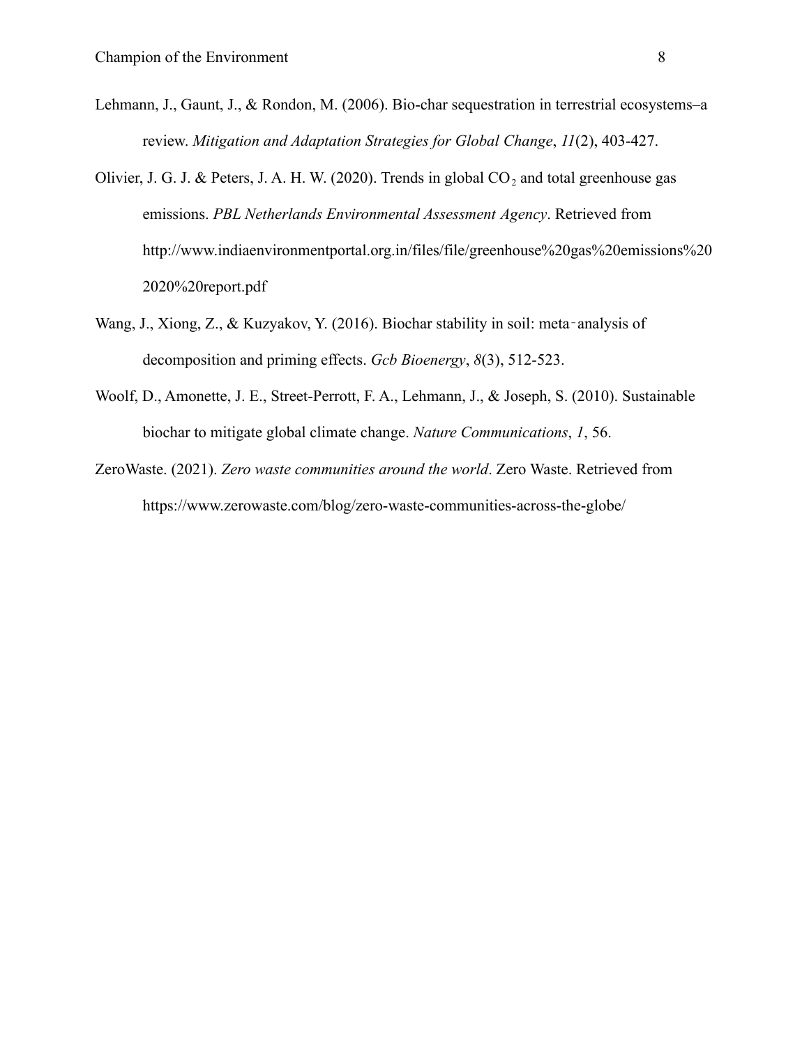Lehmann, J., Gaunt, J., & Rondon, M. (2006). Bio-char sequestration in terrestrial ecosystems–a review. *Mitigation and Adaptation Strategies for Global Change*, *11*(2), 403-427.

Olivier, J. G. J. & Peters, J. A. H. W. (2020). Trends in global $CO_2$ and total greenhouse gas emissions. *PBL Netherlands Environmental Assessment Agency*. Retrieved from http://www.indiaenvironmentportal.org.in/files/file/greenhouse%20gas%20emissions%20 2020%20report.pdf

Wang, J., Xiong, Z., & Kuzyakov, Y. (2016). Biochar stability in soil: meta‐analysis of decomposition and priming effects. *Gcb Bioenergy*, *8*(3), 512-523.

Woolf, D., Amonette, J. E., Street-Perrott, F. A., Lehmann, J., & Joseph, S. (2010). Sustainable biochar to mitigate global climate change. *Nature Communications*, *1*, 56.

ZeroWaste. (2021). *Zero waste communities around the world*. Zero Waste. Retrieved from https://www.zerowaste.com/blog/zero-waste-communities-across-the-globe/